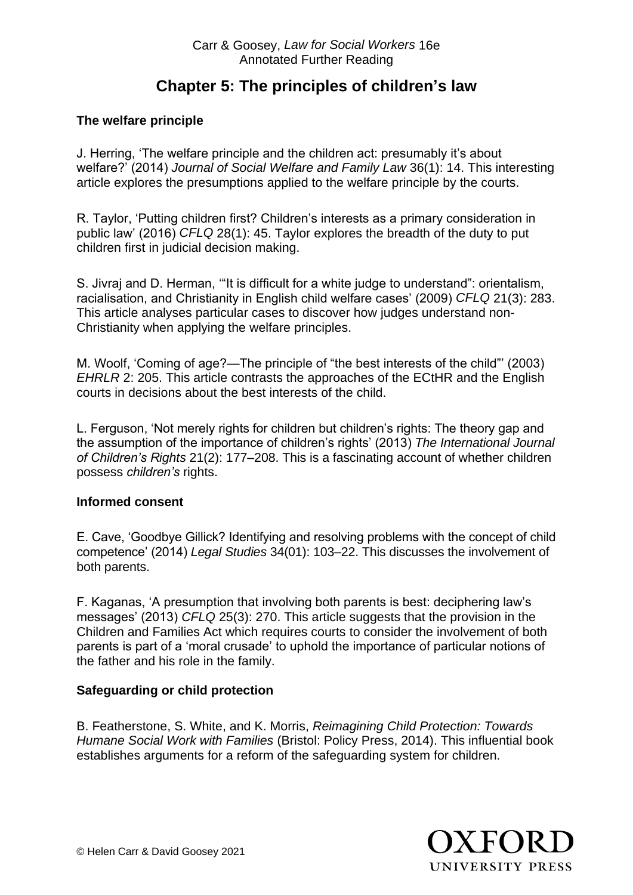Carr & Goosey, *Law for Social Workers* 16e
Annotated Further Reading

# Chapter 5: The principles of children's law

### The welfare principle

J. Herring, 'The welfare principle and the children act: presumably it's about welfare?' (2014) *Journal of Social Welfare and Family Law* 36(1): 14. This interesting article explores the presumptions applied to the welfare principle by the courts.

R. Taylor, 'Putting children first? Children's interests as a primary consideration in public law' (2016) *CFLQ* 28(1): 45. Taylor explores the breadth of the duty to put children first in judicial decision making.

S. Jivraj and D. Herman, '"It is difficult for a white judge to understand": orientalism, racialisation, and Christianity in English child welfare cases' (2009) *CFLQ* 21(3): 283. This article analyses particular cases to discover how judges understand non-Christianity when applying the welfare principles.

M. Woolf, 'Coming of age?—The principle of "the best interests of the child"' (2003) *EHRLR* 2: 205. This article contrasts the approaches of the ECtHR and the English courts in decisions about the best interests of the child.

L. Ferguson, 'Not merely rights for children but children's rights: The theory gap and the assumption of the importance of children's rights' (2013) *The International Journal of Children's Rights* 21(2): 177–208. This is a fascinating account of whether children possess *children's* rights.

### Informed consent

E. Cave, 'Goodbye Gillick? Identifying and resolving problems with the concept of child competence' (2014) *Legal Studies* 34(01): 103–22. This discusses the involvement of both parents.

F. Kaganas, 'A presumption that involving both parents is best: deciphering law's messages' (2013) *CFLQ* 25(3): 270. This article suggests that the provision in the Children and Families Act which requires courts to consider the involvement of both parents is part of a 'moral crusade' to uphold the importance of particular notions of the father and his role in the family.

### Safeguarding or child protection

B. Featherstone, S. White, and K. Morris, *Reimagining Child Protection: Towards Humane Social Work with Families* (Bristol: Policy Press, 2014). This influential book establishes arguments for a reform of the safeguarding system for children.

© Helen Carr & David Goosey 2021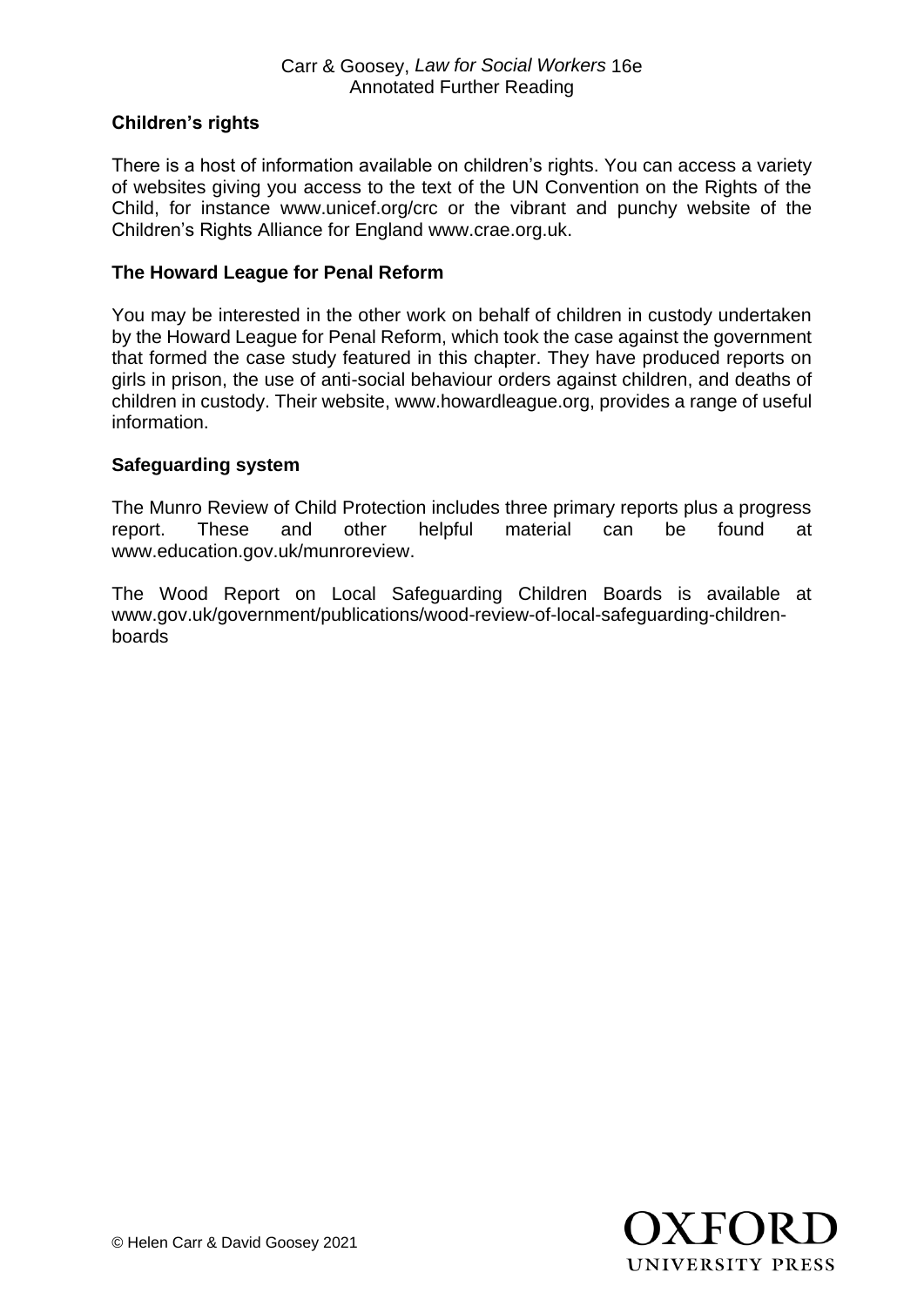**Children's rights**

There is a host of information available on children's rights. You can access a variety of websites giving you access to the text of the UN Convention on the Rights of the Child, for instance www.unicef.org/crc or the vibrant and punchy website of the Children's Rights Alliance for England www.crae.org.uk.

**The Howard League for Penal Reform**

You may be interested in the other work on behalf of children in custody undertaken by the Howard League for Penal Reform, which took the case against the government that formed the case study featured in this chapter. They have produced reports on girls in prison, the use of anti-social behaviour orders against children, and deaths of children in custody. Their website, www.howardleague.org, provides a range of useful information.

**Safeguarding system**

The Munro Review of Child Protection includes three primary reports plus a progress report. These and other helpful material can be found at www.education.gov.uk/munroreview.

The Wood Report on Local Safeguarding Children Boards is available at www.gov.uk/government/publications/wood-review-of-local-safeguarding-children-boards

© Helen Carr & David Goosey 2021